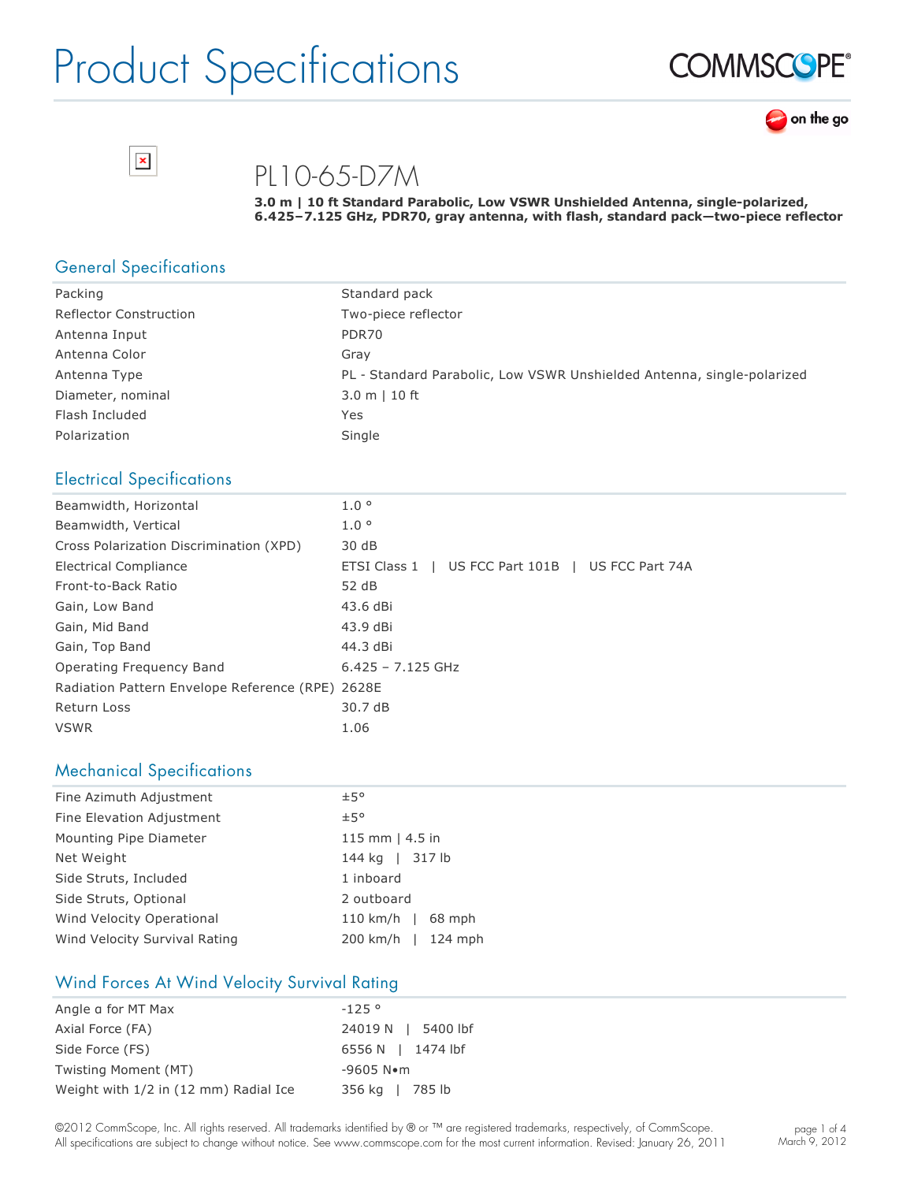# Product Specifications

## PL10-65-D7M

**3.0 m | 10 ft Standard Parabolic, Low VSWR Unshielded Antenna, single-polarized, 6.425–7.125 GHz, PDR70, gray antenna, with flash, standard pack—two-piece reflector**

## General Specifications

| | |
|---|---|
| Packing | Standard pack |
| Reflector Construction | Two-piece reflector |
| Antenna Input | PDR70 |
| Antenna Color | Gray |
| Antenna Type | PL - Standard Parabolic, Low VSWR Unshielded Antenna, single-polarized |
| Diameter, nominal | 3.0 m \| 10 ft |
| Flash Included | Yes |
| Polarization | Single |

## Electrical Specifications

| | |
|---|---|
| Beamwidth, Horizontal | 1.0 ° |
| Beamwidth, Vertical | 1.0 ° |
| Cross Polarization Discrimination (XPD) | 30 dB |
| Electrical Compliance | ETSI Class 1 \| US FCC Part 101B \| US FCC Part 74A |
| Front-to-Back Ratio | 52 dB |
| Gain, Low Band | 43.6 dBi |
| Gain, Mid Band | 43.9 dBi |
| Gain, Top Band | 44.3 dBi |
| Operating Frequency Band | 6.425 – 7.125 GHz |
| Radiation Pattern Envelope Reference (RPE) | 2628E |
| Return Loss | 30.7 dB |
| VSWR | 1.06 |

## Mechanical Specifications

| | |
|---|---|
| Fine Azimuth Adjustment | ±5° |
| Fine Elevation Adjustment | ±5° |
| Mounting Pipe Diameter | 115 mm \| 4.5 in |
| Net Weight | 144 kg \| 317 lb |
| Side Struts, Included | 1 inboard |
| Side Struts, Optional | 2 outboard |
| Wind Velocity Operational | 110 km/h \| 68 mph |
| Wind Velocity Survival Rating | 200 km/h \| 124 mph |

## Wind Forces At Wind Velocity Survival Rating

| | |
|---|---|
| Angle α for MT Max | -125 ° |
| Axial Force (FA) | 24019 N \| 5400 lbf |
| Side Force (FS) | 6556 N \| 1474 lbf |
| Twisting Moment (MT) | -9605 N•m |
| Weight with 1/2 in (12 mm) Radial Ice | 356 kg \| 785 lb |

©2012 CommScope, Inc. All rights reserved. All trademarks identified by ® or ™ are registered trademarks, respectively, of CommScope. All specifications are subject to change without notice. See www.commscope.com for the most current information. Revised: January 26, 2011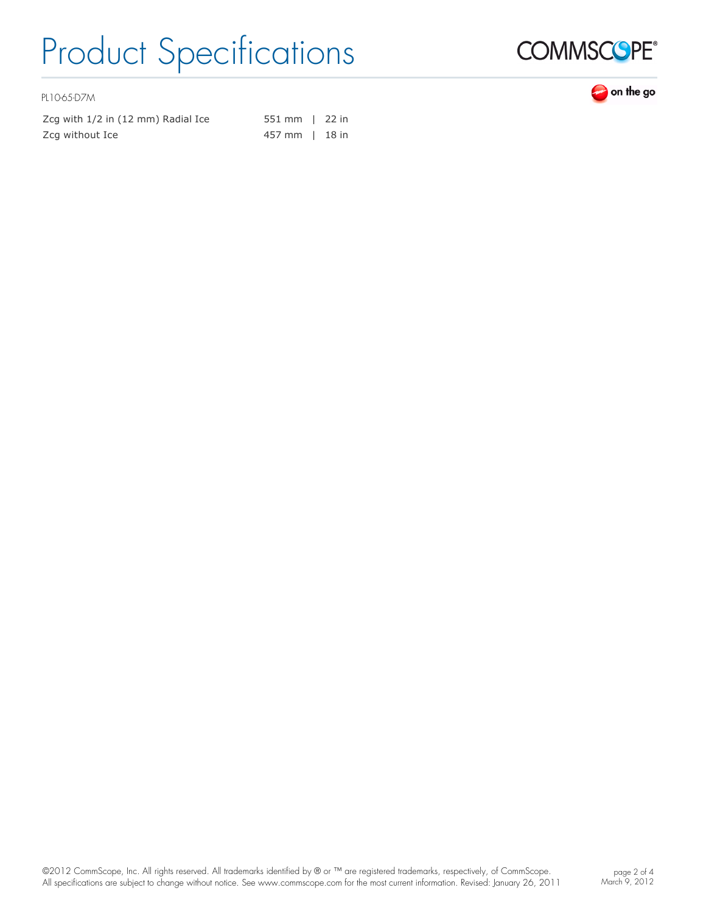PL10-65-D7M

| | |
|---|---|
| Zcg with 1/2 in (12 mm) Radial Ice | 551 mm \| 22 in |
| Zcg without Ice | 457 mm \| 18 in |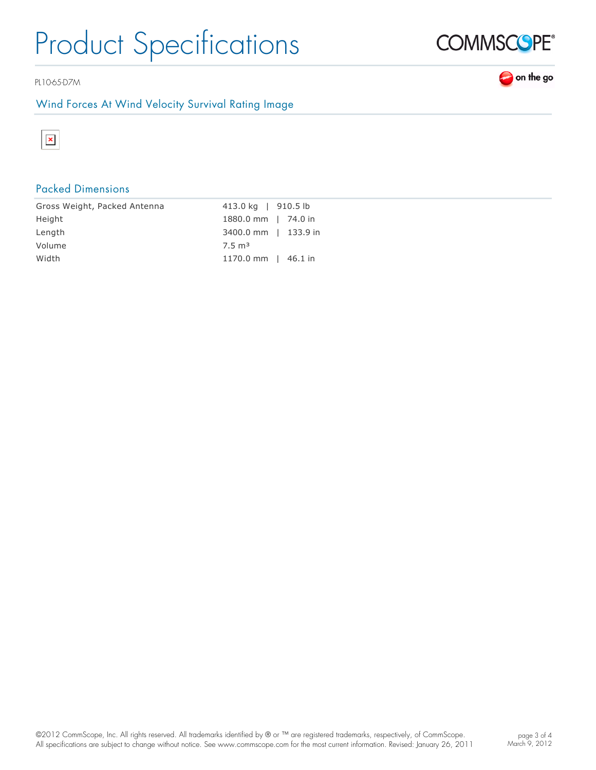PL10-65-D7M

## Wind Forces At Wind Velocity Survival Rating Image

## Packed Dimensions

| | |
|---|---|
| Gross Weight, Packed Antenna | 413.0 kg \| 910.5 lb |
| Height | 1880.0 mm \| 74.0 in |
| Length | 3400.0 mm \| 133.9 in |
| Volume | 7.5 m³ |
| Width | 1170.0 mm \| 46.1 in |

©2012 CommScope, Inc. All rights reserved. All trademarks identified by ® or ™ are registered trademarks, respectively, of CommScope. All specifications are subject to change without notice. See www.commscope.com for the most current information. Revised: January 26, 2011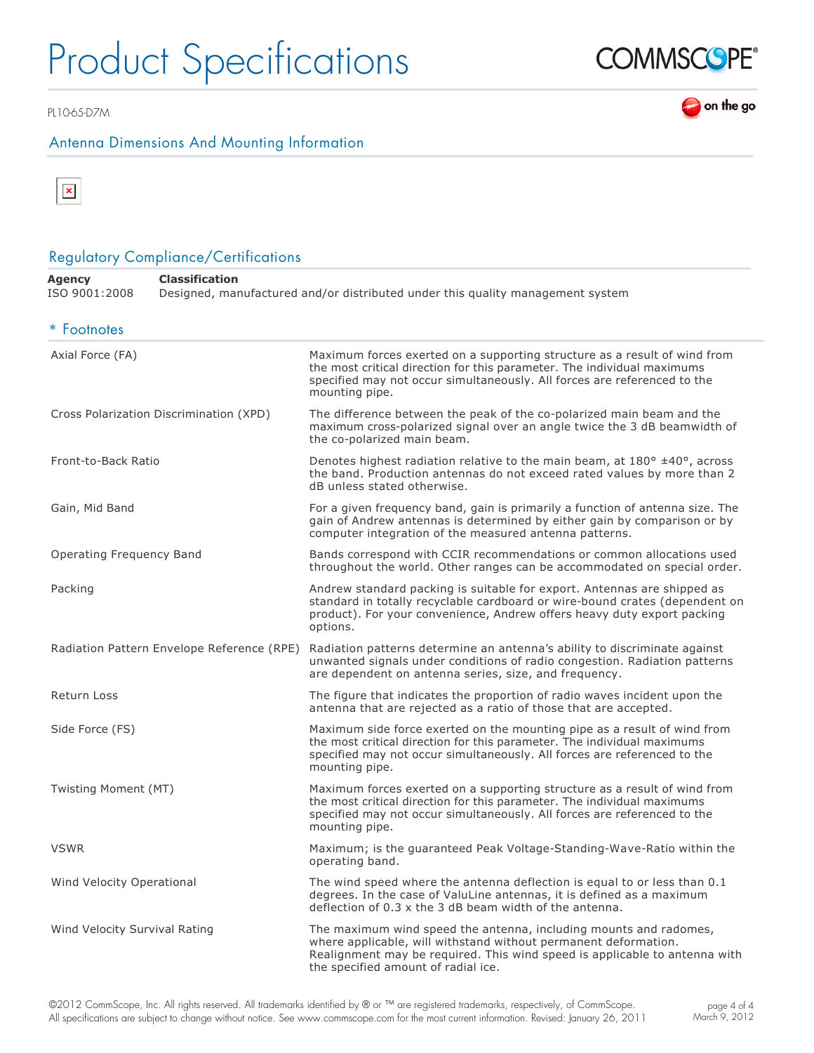# Product Specifications

PL10-65-D7M

## Antenna Dimensions And Mounting Information

## Regulatory Compliance/Certifications

| Agency | Classification |
| --- | --- |
| ISO 9001:2008 | Designed, manufactured and/or distributed under this quality management system |

## * Footnotes

| | |
| --- | --- |
| Axial Force (FA) | Maximum forces exerted on a supporting structure as a result of wind from the most critical direction for this parameter. The individual maximums specified may not occur simultaneously. All forces are referenced to the mounting pipe. |
| Cross Polarization Discrimination (XPD) | The difference between the peak of the co-polarized main beam and the maximum cross-polarized signal over an angle twice the 3 dB beamwidth of the co-polarized main beam. |
| Front-to-Back Ratio | Denotes highest radiation relative to the main beam, at 180° ±40°, across the band. Production antennas do not exceed rated values by more than 2 dB unless stated otherwise. |
| Gain, Mid Band | For a given frequency band, gain is primarily a function of antenna size. The gain of Andrew antennas is determined by either gain by comparison or by computer integration of the measured antenna patterns. |
| Operating Frequency Band | Bands correspond with CCIR recommendations or common allocations used throughout the world. Other ranges can be accommodated on special order. |
| Packing | Andrew standard packing is suitable for export. Antennas are shipped as standard in totally recyclable cardboard or wire-bound crates (dependent on product). For your convenience, Andrew offers heavy duty export packing options. |
| Radiation Pattern Envelope Reference (RPE) | Radiation patterns determine an antenna's ability to discriminate against unwanted signals under conditions of radio congestion. Radiation patterns are dependent on antenna series, size, and frequency. |
| Return Loss | The figure that indicates the proportion of radio waves incident upon the antenna that are rejected as a ratio of those that are accepted. |
| Side Force (FS) | Maximum side force exerted on the mounting pipe as a result of wind from the most critical direction for this parameter. The individual maximums specified may not occur simultaneously. All forces are referenced to the mounting pipe. |
| Twisting Moment (MT) | Maximum forces exerted on a supporting structure as a result of wind from the most critical direction for this parameter. The individual maximums specified may not occur simultaneously. All forces are referenced to the mounting pipe. |
| VSWR | Maximum; is the guaranteed Peak Voltage-Standing-Wave-Ratio within the operating band. |
| Wind Velocity Operational | The wind speed where the antenna deflection is equal to or less than 0.1 degrees. In the case of ValuLine antennas, it is defined as a maximum deflection of 0.3 x the 3 dB beam width of the antenna. |
| Wind Velocity Survival Rating | The maximum wind speed the antenna, including mounts and radomes, where applicable, will withstand without permanent deformation. Realignment may be required. This wind speed is applicable to antenna with the specified amount of radial ice. |